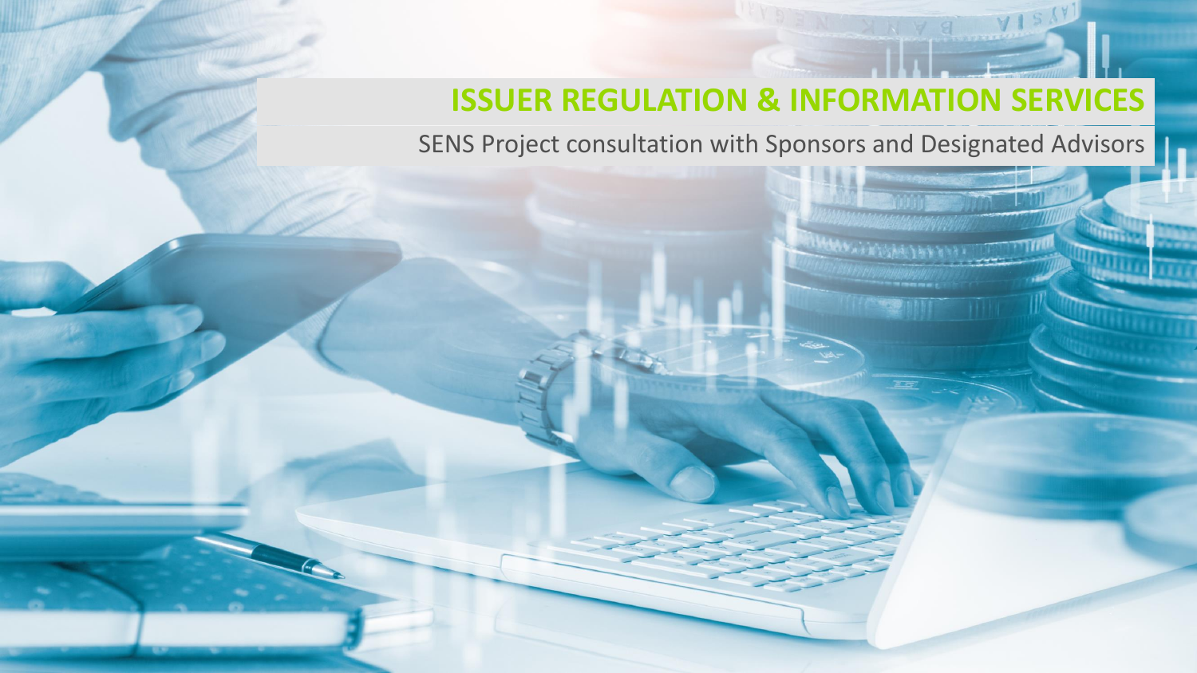# ISSUER REGULATION & INFORMATION SERVICES

SENS Project consultation with Sponsors and Designated Advisors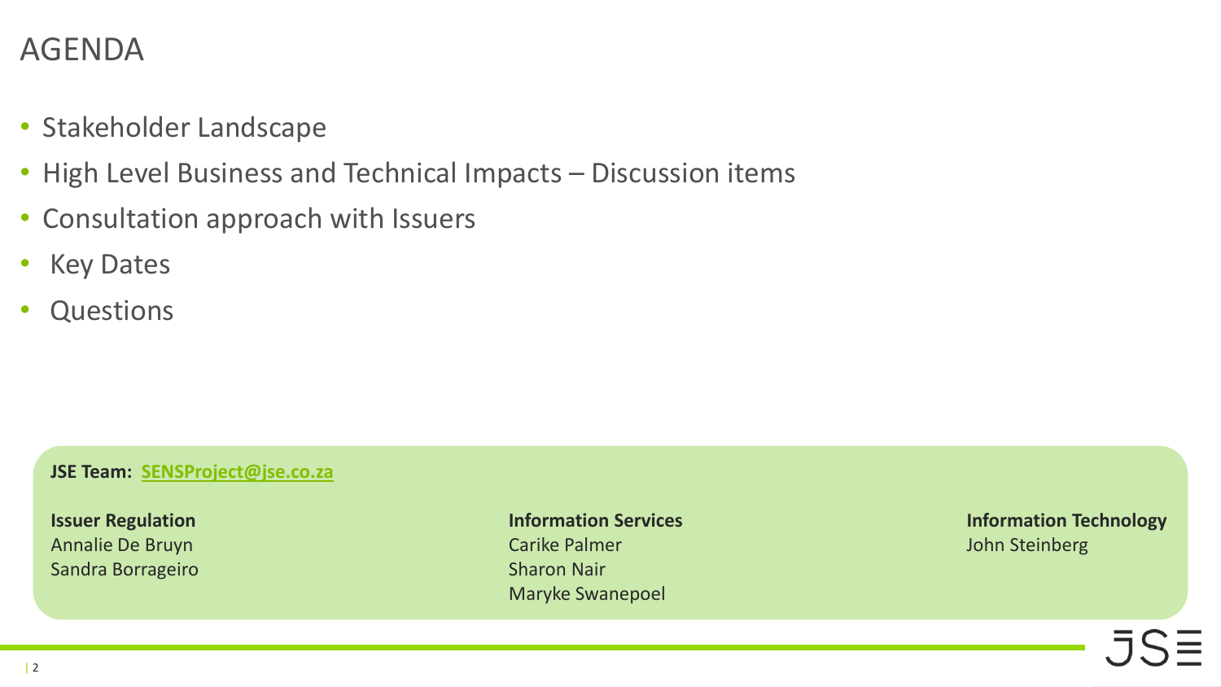# AGENDA

- Stakeholder Landscape
- High Level Business and Technical Impacts – Discussion items
- Consultation approach with Issuers
- Key Dates
- Questions

**JSE Team: SENSProject@jse.co.za**

**Issuer Regulation**
Annalie De Bruyn
Sandra Borrageiro

**Information Services**
Carike Palmer
Sharon Nair
Maryke Swanepoel

**Information Technology**
John Steinberg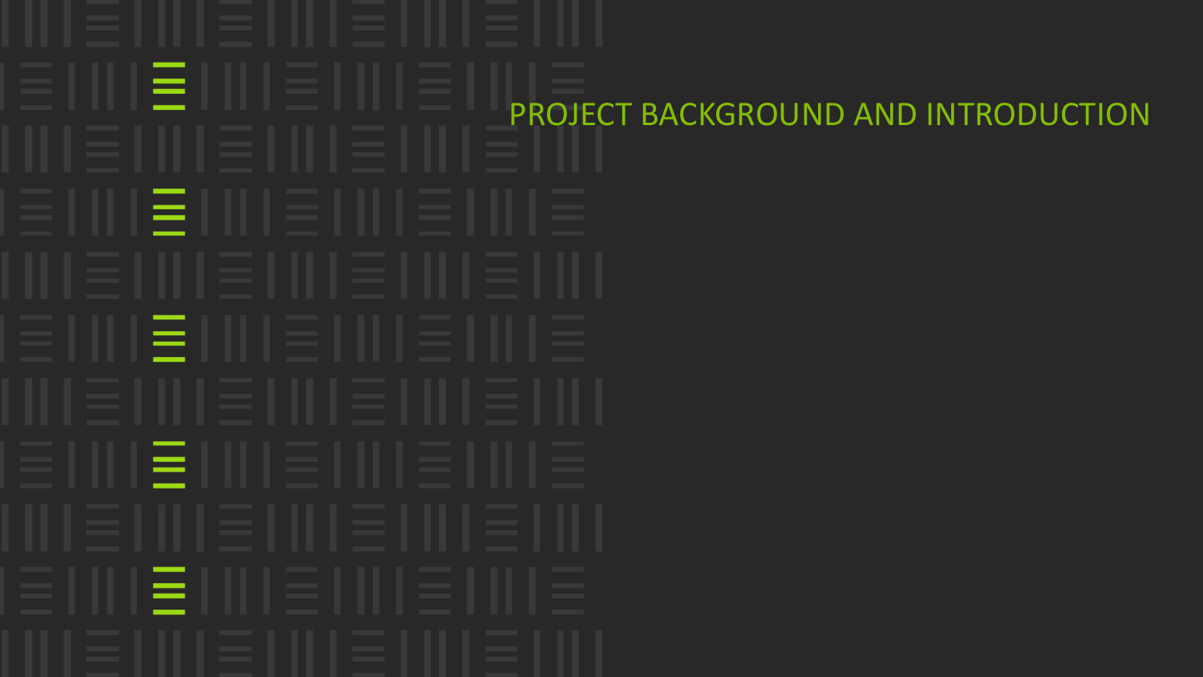# PROJECT BACKGROUND AND INTRODUCTION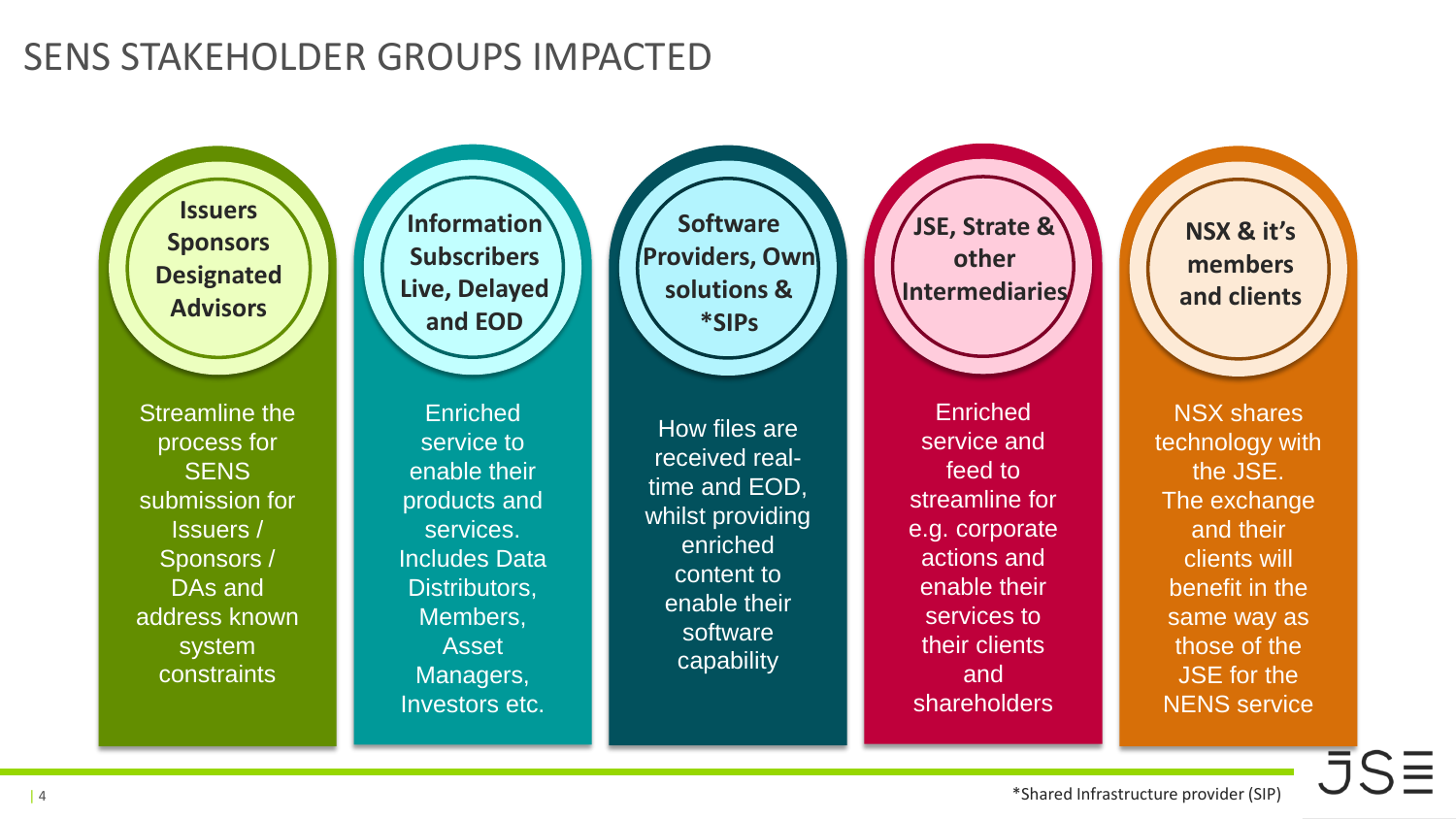# SENS STAKEHOLDER GROUPS IMPACTED

### Issuers Sponsors Designated Advisors

Streamline the process for SENS submission for Issuers / Sponsors / DAs and address known system constraints

### Information Subscribers Live, Delayed and EOD

Enriched service to enable their products and services. Includes Data Distributors, Members, Asset Managers, Investors etc.

### Software Providers, Own solutions & *SIPs

How files are received real-time and EOD, whilst providing enriched content to enable their software capability

### JSE, Strate & other Intermediaries

Enriched service and feed to streamline for e.g. corporate actions and enable their services to their clients and shareholders

### NSX & it's members and clients

NSX shares technology with the JSE. The exchange and their clients will benefit in the same way as those of the JSE for the NENS service

*Shared Infrastructure provider (SIP)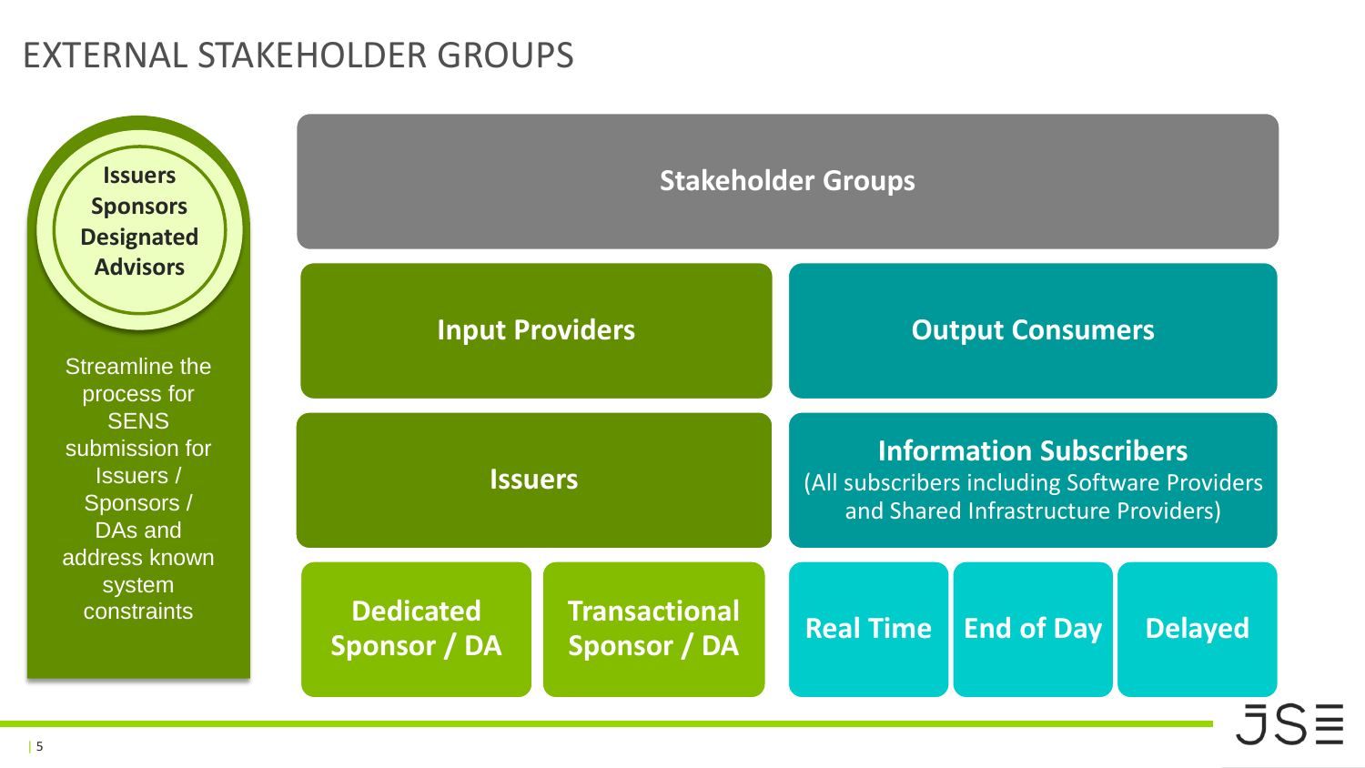# EXTERNAL STAKEHOLDER GROUPS

**Issuers**
**Sponsors**
**Designated Advisors**

Streamline the process for SENS submission for Issuers / Sponsors / DAs and address known system constraints

## Stakeholder Groups

### Input Providers

**Issuers**

- **Dedicated Sponsor / DA**
- **Transactional Sponsor / DA**

### Output Consumers

**Information Subscribers**
(All subscribers including Software Providers and Shared Infrastructure Providers)

- **Real Time**
- **End of Day**
- **Delayed**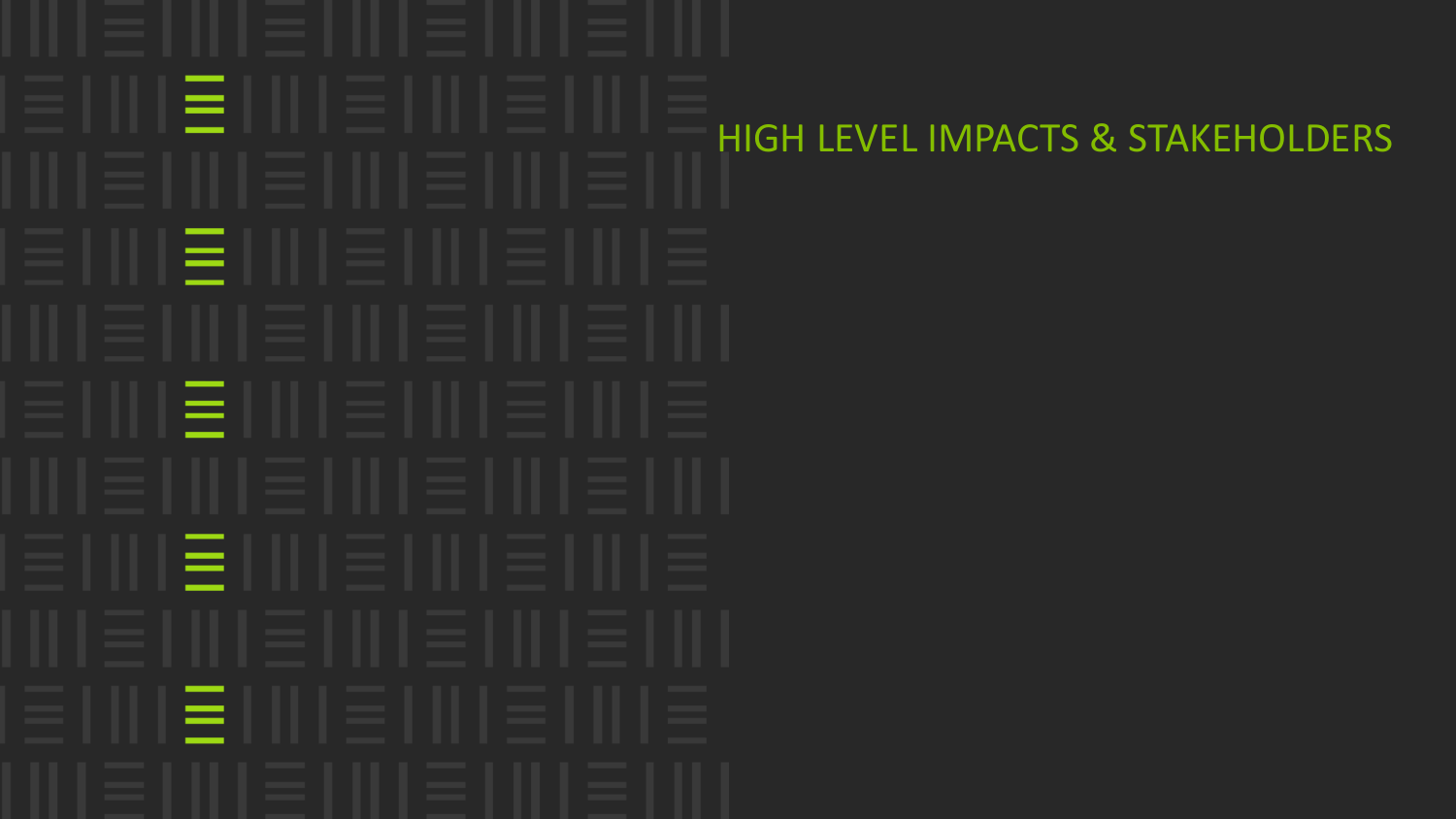# HIGH LEVEL IMPACTS & STAKEHOLDERS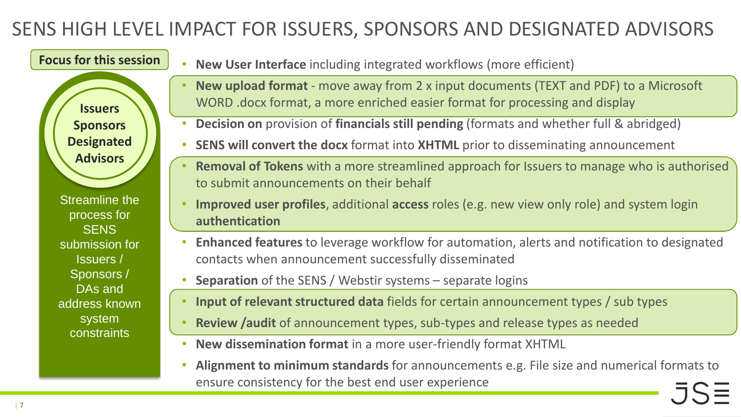# SENS HIGH LEVEL IMPACT FOR ISSUERS, SPONSORS AND DESIGNATED ADVISORS

**Focus for this session**

**Issuers Sponsors Designated Advisors**

Streamline the process for SENS submission for Issuers / Sponsors / DAs and address known system constraints

- **New User Interface** including integrated workflows (more efficient)
- **New upload format** - move away from 2 x input documents (TEXT and PDF) to a Microsoft WORD .docx format, a more enriched easier format for processing and display
- **Decision on** provision of **financials still pending** (formats and whether full & abridged)
- **SENS will convert the docx** format into **XHTML** prior to disseminating announcement
- **Removal of Tokens** with a more streamlined approach for Issuers to manage who is authorised to submit announcements on their behalf
- **Improved user profiles**, additional **access** roles (e.g. new view only role) and system login **authentication**
- **Enhanced features** to leverage workflow for automation, alerts and notification to designated contacts when announcement successfully disseminated
- **Separation** of the SENS / Webstir systems – separate logins
- **Input of relevant structured data** fields for certain announcement types / sub types
- **Review /audit** of announcement types, sub-types and release types as needed
- **New dissemination format** in a more user-friendly format XHTML
- **Alignment to minimum standards** for announcements e.g. File size and numerical formats to ensure consistency for the best end user experience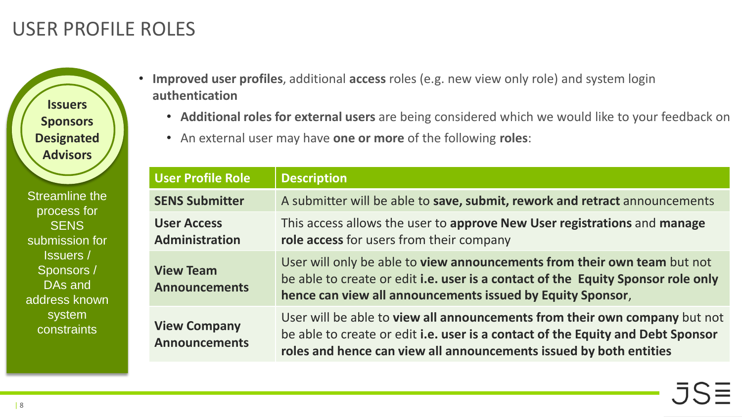# USER PROFILE ROLES

**Issuers Sponsors Designated Advisors**

Streamline the process for SENS submission for Issuers / Sponsors / DAs and address known system constraints

- **Improved user profiles**, additional **access** roles (e.g. new view only role) and system login **authentication**
  - **Additional roles for external users** are being considered which we would like to your feedback on
  - An external user may have **one or more** of the following **roles**:

| User Profile Role | Description |
| --- | --- |
| **SENS Submitter** | A submitter will be able to **save, submit, rework and retract** announcements |
| **User Access Administration** | This access allows the user to **approve New User registrations** and **manage role access** for users from their company |
| **View Team Announcements** | User will only be able to **view announcements from their own team** but not be able to create or edit **i.e. user is a contact of the Equity Sponsor role only hence can view all announcements issued by Equity Sponsor**, |
| **View Company Announcements** | User will be able to **view all announcements from their own company** but not be able to create or edit **i.e. user is a contact of the Equity and Debt Sponsor roles and hence can view all announcements issued by both entities** |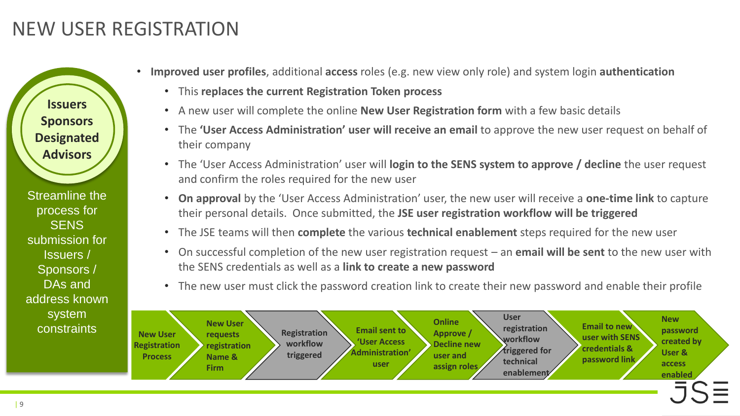# NEW USER REGISTRATION

**Issuers Sponsors Designated Advisors**

Streamline the process for SENS submission for Issuers / Sponsors / DAs and address known system constraints

- **Improved user profiles**, additional **access** roles (e.g. new view only role) and system login **authentication**
  - This **replaces the current Registration Token process**
  - A new user will complete the online **New User Registration form** with a few basic details
  - The **'User Access Administration' user will receive an email** to approve the new user request on behalf of their company
  - The 'User Access Administration' user will **login to the SENS system to approve / decline** the user request and confirm the roles required for the new user
  - **On approval** by the 'User Access Administration' user, the new user will receive a **one-time link** to capture their personal details. Once submitted, the **JSE user registration workflow will be triggered**
  - The JSE teams will then **complete** the various **technical enablement** steps required for the new user
  - On successful completion of the new user registration request – an **email will be sent** to the new user with the SENS credentials as well as a **link to create a new password**
  - The new user must click the password creation link to create their new password and enable their profile

**New User Registration Process** → **New User requests registration Name & Firm** → **Registration workflow triggered** → **Email sent to 'User Access Administration' user** → **Online Approve / Decline new user and assign roles** → **User registration workflow triggered for technical enablement** → **Email to new user with SENS credentials & password link** → **New password created by User & access enabled**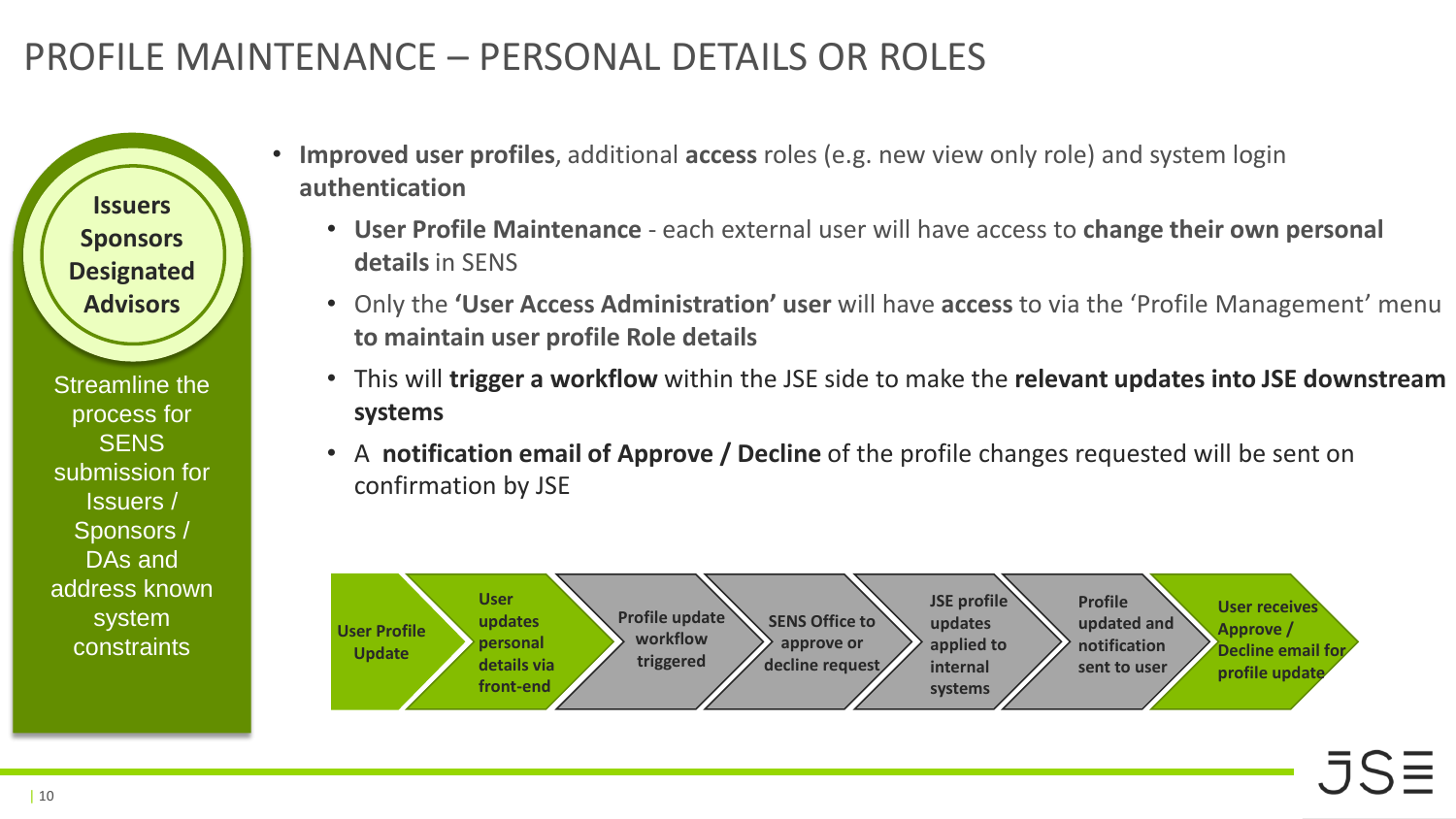# PROFILE MAINTENANCE – PERSONAL DETAILS OR ROLES

**Issuers**
**Sponsors**
**Designated Advisors**

Streamline the process for SENS submission for Issuers / Sponsors / DAs and address known system constraints

- **Improved user profiles**, additional **access** roles (e.g. new view only role) and system login **authentication**
  - **User Profile Maintenance** - each external user will have access to **change their own personal details** in SENS
  - Only the **'User Access Administration' user** will have **access** to via the 'Profile Management' menu **to maintain user profile Role details**
  - This will **trigger a workflow** within the JSE side to make the **relevant updates into JSE downstream systems**
  - A **notification email of Approve / Decline** of the profile changes requested will be sent on confirmation by JSE

**User Profile Update** → **User updates personal details via front-end** → **Profile update workflow triggered** → **SENS Office to approve or decline request** → **JSE profile updates applied to internal systems** → **Profile updated and notification sent to user** → **User receives Approve / Decline email for profile update**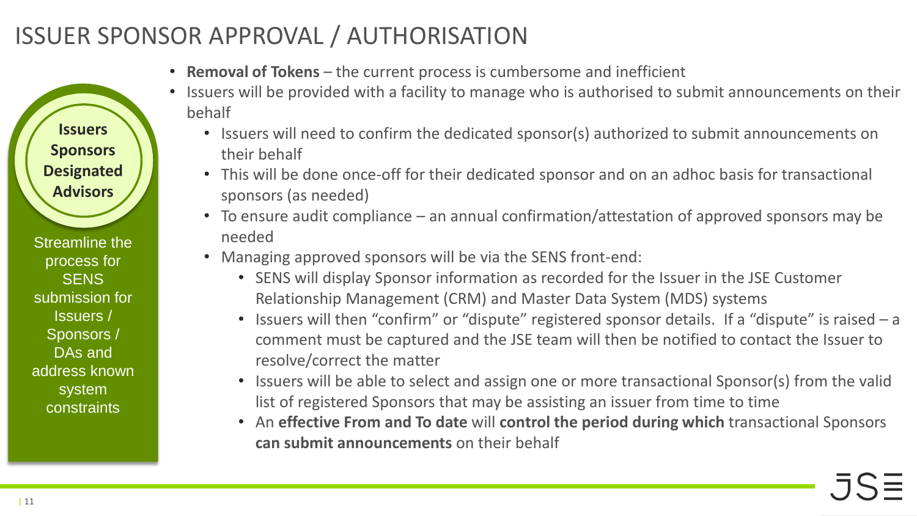# ISSUER SPONSOR APPROVAL / AUTHORISATION

**Issuers Sponsors Designated Advisors**

Streamline the process for SENS submission for Issuers / Sponsors / DAs and address known system constraints

- **Removal of Tokens** – the current process is cumbersome and inefficient
- Issuers will be provided with a facility to manage who is authorised to submit announcements on their behalf
  - Issuers will need to confirm the dedicated sponsor(s) authorized to submit announcements on their behalf
  - This will be done once-off for their dedicated sponsor and on an adhoc basis for transactional sponsors (as needed)
  - To ensure audit compliance – an annual confirmation/attestation of approved sponsors may be needed
  - Managing approved sponsors will be via the SENS front-end:
    - SENS will display Sponsor information as recorded for the Issuer in the JSE Customer Relationship Management (CRM) and Master Data System (MDS) systems
    - Issuers will then "confirm" or "dispute" registered sponsor details. If a "dispute" is raised – a comment must be captured and the JSE team will then be notified to contact the Issuer to resolve/correct the matter
    - Issuers will be able to select and assign one or more transactional Sponsor(s) from the valid list of registered Sponsors that may be assisting an issuer from time to time
    - An **effective From and To date** will **control the period during which** transactional Sponsors **can submit announcements** on their behalf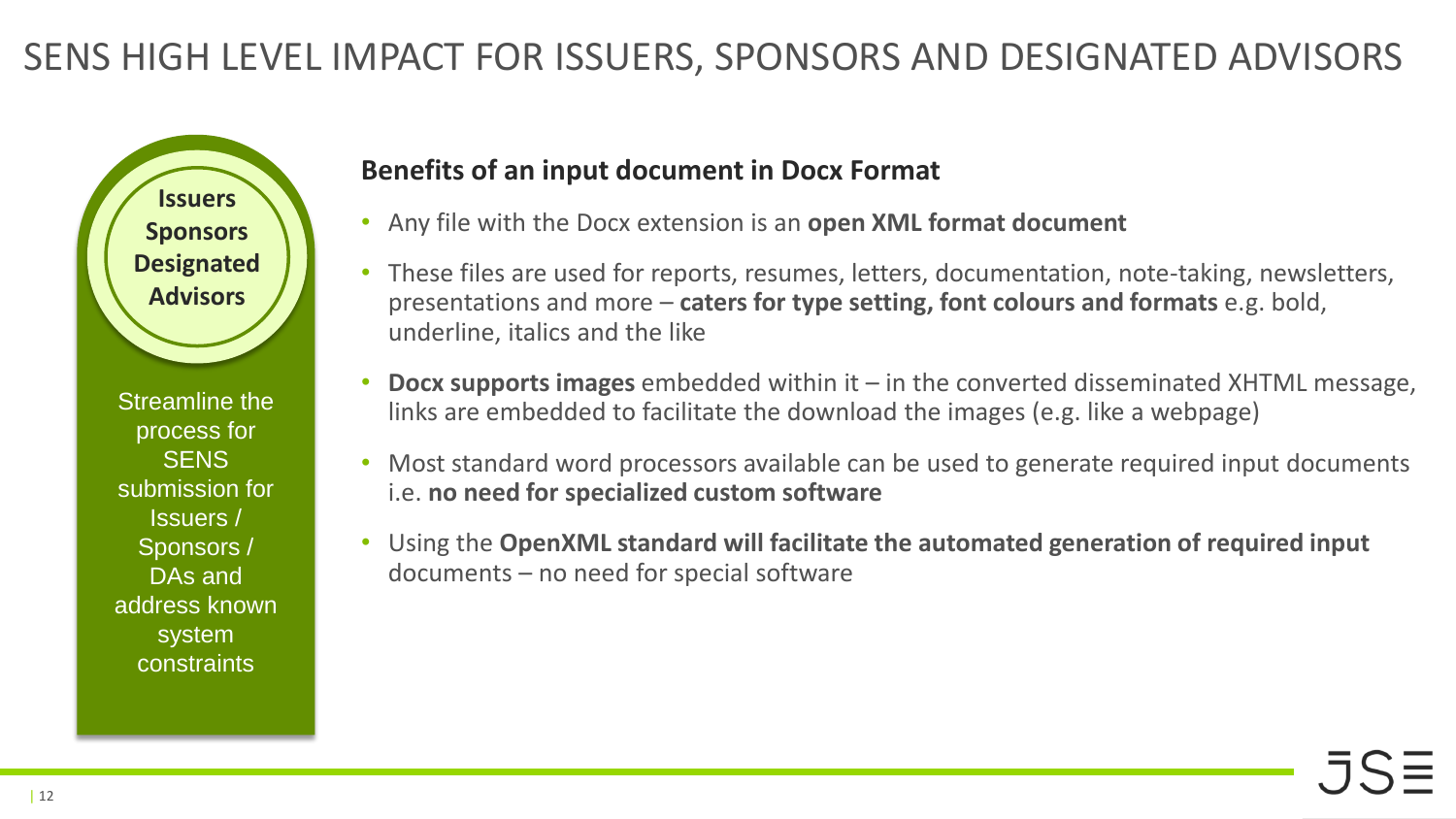# SENS HIGH LEVEL IMPACT FOR ISSUERS, SPONSORS AND DESIGNATED ADVISORS

**Issuers**
**Sponsors**
**Designated Advisors**

Streamline the process for SENS submission for Issuers / Sponsors / DAs and address known system constraints

## Benefits of an input document in Docx Format

- Any file with the Docx extension is an **open XML format document**
- These files are used for reports, resumes, letters, documentation, note-taking, newsletters, presentations and more – **caters for type setting, font colours and formats** e.g. bold, underline, italics and the like
- **Docx supports images** embedded within it – in the converted disseminated XHTML message, links are embedded to facilitate the download the images (e.g. like a webpage)
- Most standard word processors available can be used to generate required input documents i.e. **no need for specialized custom software**
- Using the **OpenXML standard will facilitate the automated generation of required input** documents – no need for special software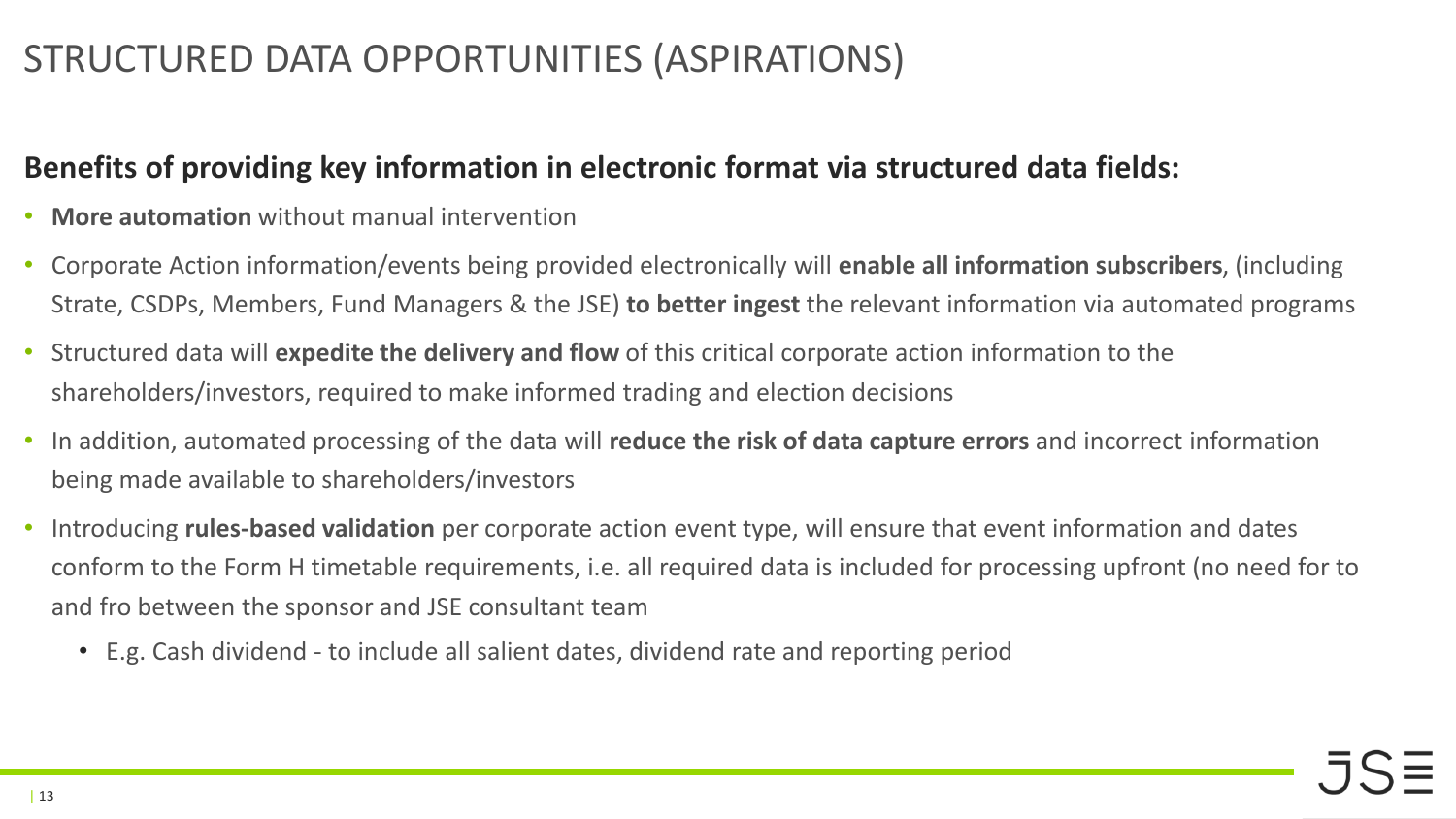# STRUCTURED DATA OPPORTUNITIES (ASPIRATIONS)

**Benefits of providing key information in electronic format via structured data fields:**

- **More automation** without manual intervention
- Corporate Action information/events being provided electronically will **enable all information subscribers**, (including Strate, CSDPs, Members, Fund Managers & the JSE) **to better ingest** the relevant information via automated programs
- Structured data will **expedite the delivery and flow** of this critical corporate action information to the shareholders/investors, required to make informed trading and election decisions
- In addition, automated processing of the data will **reduce the risk of data capture errors** and incorrect information being made available to shareholders/investors
- Introducing **rules-based validation** per corporate action event type, will ensure that event information and dates conform to the Form H timetable requirements, i.e. all required data is included for processing upfront (no need for to and fro between the sponsor and JSE consultant team
  - E.g. Cash dividend - to include all salient dates, dividend rate and reporting period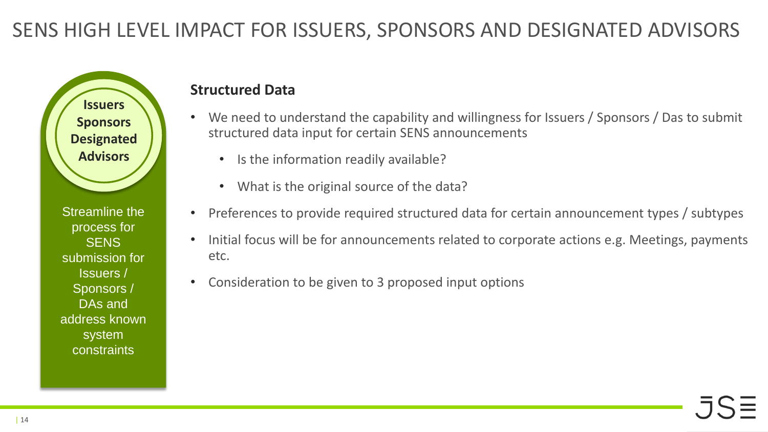# SENS HIGH LEVEL IMPACT FOR ISSUERS, SPONSORS AND DESIGNATED ADVISORS

**Issuers Sponsors Designated Advisors**

Streamline the process for SENS submission for Issuers / Sponsors / DAs and address known system constraints

## Structured Data

- We need to understand the capability and willingness for Issuers / Sponsors / Das to submit structured data input for certain SENS announcements
  - Is the information readily available?
  - What is the original source of the data?
- Preferences to provide required structured data for certain announcement types / subtypes
- Initial focus will be for announcements related to corporate actions e.g. Meetings, payments etc.
- Consideration to be given to 3 proposed input options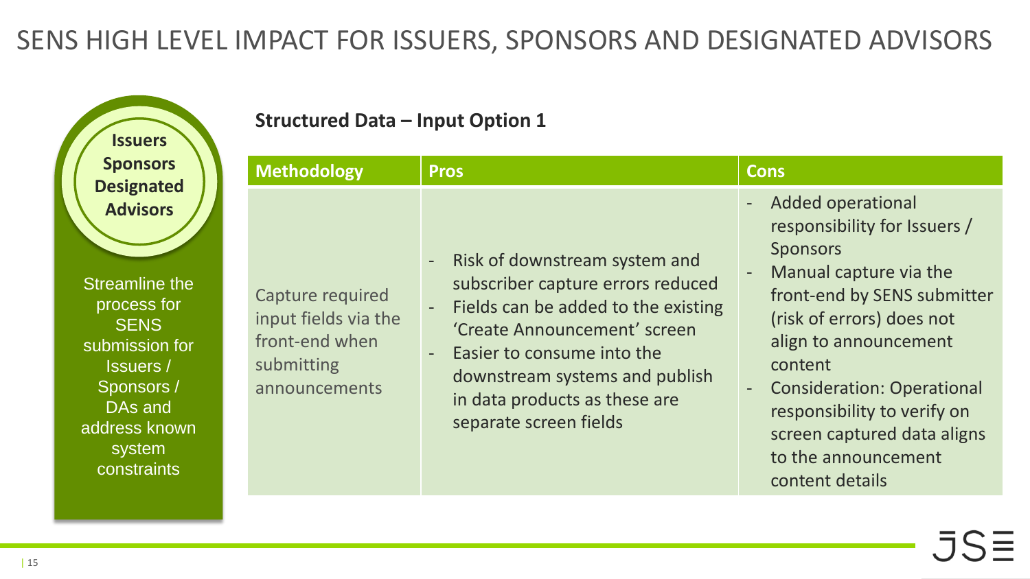# SENS HIGH LEVEL IMPACT FOR ISSUERS, SPONSORS AND DESIGNATED ADVISORS

**Issuers**
**Sponsors**
**Designated Advisors**

Streamline the process for SENS submission for Issuers / Sponsors / DAs and address known system constraints

**Structured Data – Input Option 1**

| Methodology | Pros | Cons |
| --- | --- | --- |
| Capture required input fields via the front-end when submitting announcements | - Risk of downstream system and subscriber capture errors reduced<br>- Fields can be added to the existing 'Create Announcement' screen<br>- Easier to consume into the downstream systems and publish in data products as these are separate screen fields | - Added operational responsibility for Issuers / Sponsors<br>- Manual capture via the front-end by SENS submitter (risk of errors) does not align to announcement content<br>- Consideration: Operational responsibility to verify on screen captured data aligns to the announcement content details |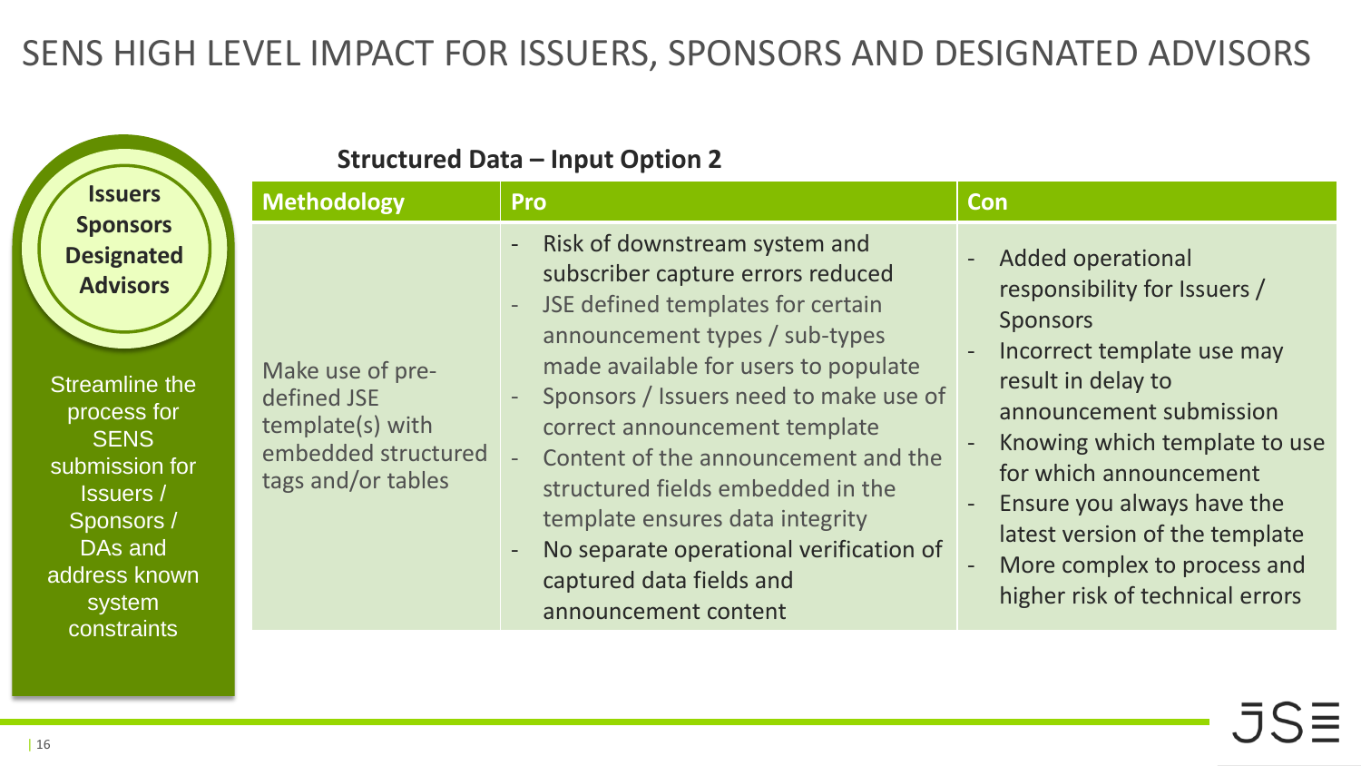# SENS HIGH LEVEL IMPACT FOR ISSUERS, SPONSORS AND DESIGNATED ADVISORS

**Issuers**
**Sponsors**
**Designated Advisors**

Streamline the process for SENS submission for Issuers / Sponsors / DAs and address known system constraints

**Structured Data – Input Option 2**

| Methodology | Pro | Con |
|---|---|---|
| Make use of pre-defined JSE template(s) with embedded structured tags and/or tables | - Risk of downstream system and subscriber capture errors reduced<br>- JSE defined templates for certain announcement types / sub-types made available for users to populate<br>- Sponsors / Issuers need to make use of correct announcement template<br>- Content of the announcement and the structured fields embedded in the template ensures data integrity<br>- No separate operational verification of captured data fields and announcement content | - Added operational responsibility for Issuers / Sponsors<br>- Incorrect template use may result in delay to announcement submission<br>- Knowing which template to use for which announcement<br>- Ensure you always have the latest version of the template<br>- More complex to process and higher risk of technical errors |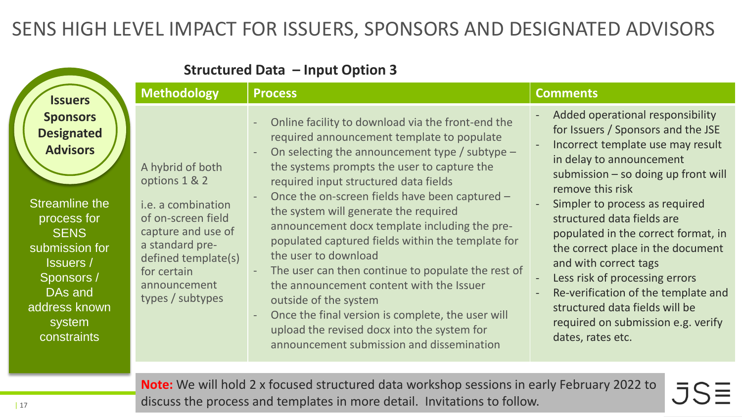# SENS HIGH LEVEL IMPACT FOR ISSUERS, SPONSORS AND DESIGNATED ADVISORS

**Issuers Sponsors Designated Advisors**

Streamline the process for SENS submission for Issuers / Sponsors / DAs and address known system constraints

## Structured Data – Input Option 3

| Methodology | Process | Comments |
|---|---|---|
| A hybrid of both options 1 & 2<br><br>i.e. a combination of on-screen field capture and use of a standard pre-defined template(s) for certain announcement types / subtypes | - Online facility to download via the front-end the required announcement template to populate<br>- On selecting the announcement type / subtype – the systems prompts the user to capture the required input structured data fields<br>- Once the on-screen fields have been captured – the system will generate the required announcement docx template including the pre-populated captured fields within the template for the user to download<br>- The user can then continue to populate the rest of the announcement content with the Issuer outside of the system<br>- Once the final version is complete, the user will upload the revised docx into the system for announcement submission and dissemination | - Added operational responsibility for Issuers / Sponsors and the JSE<br>- Incorrect template use may result in delay to announcement submission – so doing up front will remove this risk<br>- Simpler to process as required structured data fields are populated in the correct format, in the correct place in the document and with correct tags<br>- Less risk of processing errors<br>- Re-verification of the template and structured data fields will be required on submission e.g. verify dates, rates etc. |

**Note:** We will hold 2 x focused structured data workshop sessions in early February 2022 to discuss the process and templates in more detail. Invitations to follow.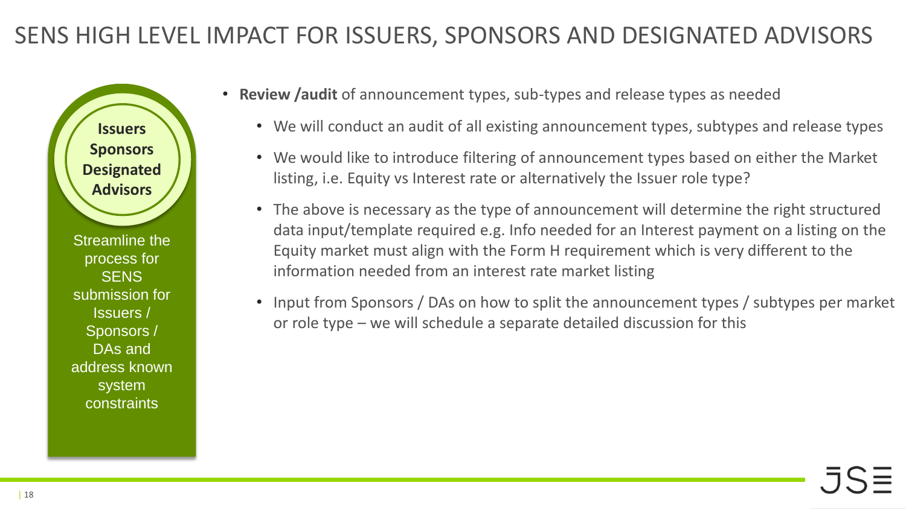# SENS HIGH LEVEL IMPACT FOR ISSUERS, SPONSORS AND DESIGNATED ADVISORS

**Issuers**
**Sponsors**
**Designated Advisors**

Streamline the process for SENS submission for Issuers / Sponsors / DAs and address known system constraints

- **Review /audit** of announcement types, sub-types and release types as needed
  - We will conduct an audit of all existing announcement types, subtypes and release types
  - We would like to introduce filtering of announcement types based on either the Market listing, i.e. Equity vs Interest rate or alternatively the Issuer role type?
  - The above is necessary as the type of announcement will determine the right structured data input/template required e.g. Info needed for an Interest payment on a listing on the Equity market must align with the Form H requirement which is very different to the information needed from an interest rate market listing
  - Input from Sponsors / DAs on how to split the announcement types / subtypes per market or role type – we will schedule a separate detailed discussion for this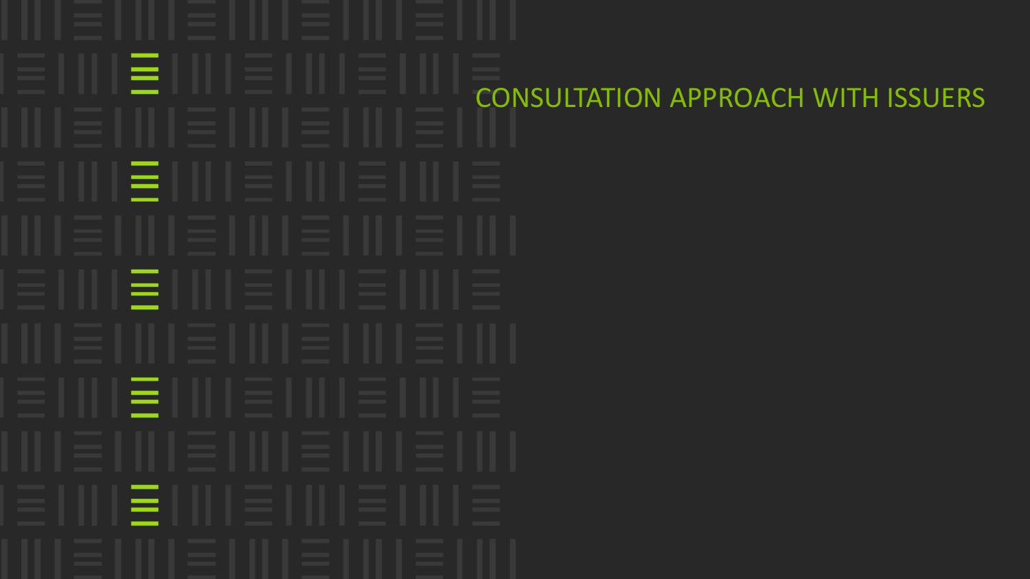# CONSULTATION APPROACH WITH ISSUERS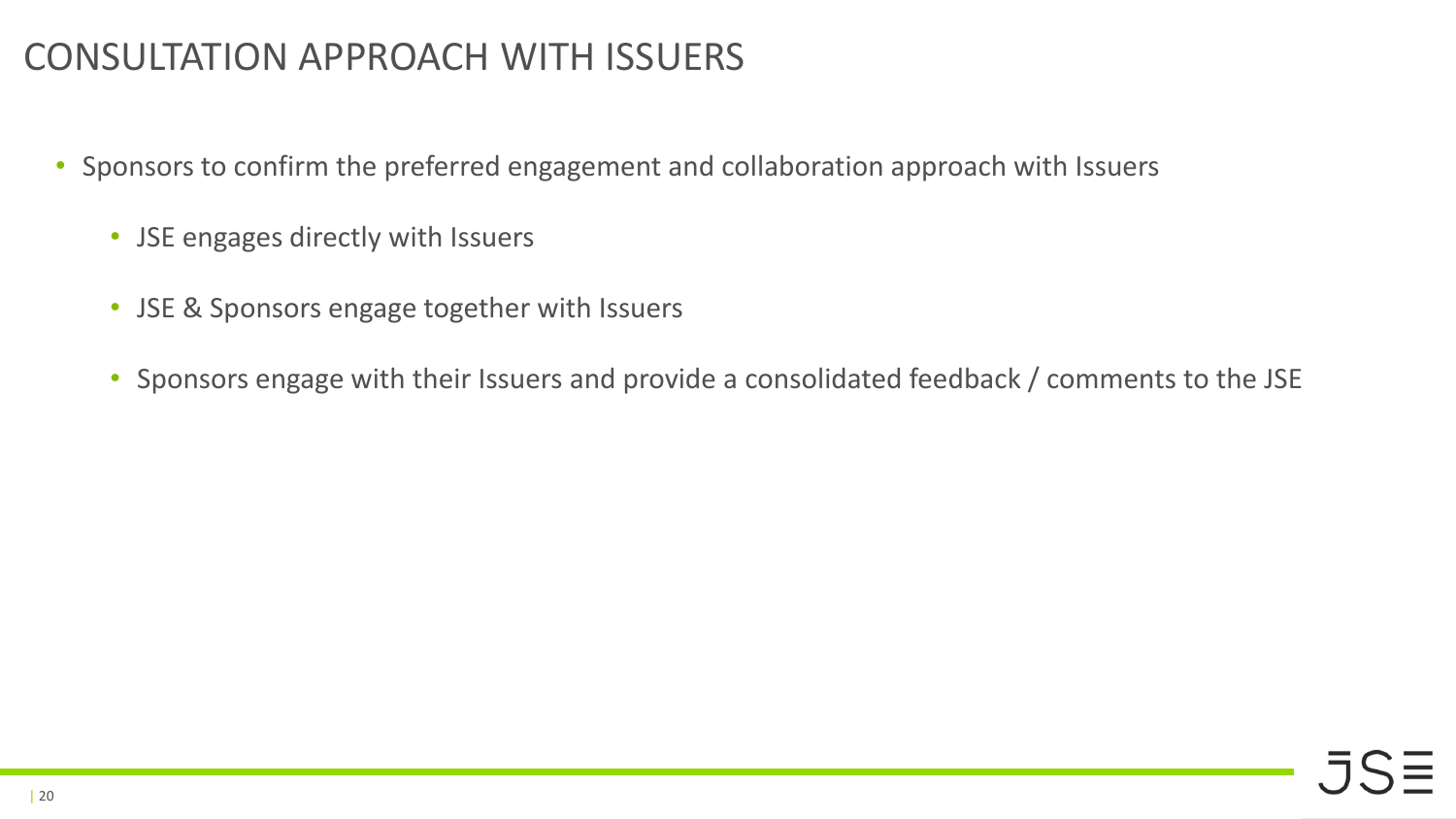# CONSULTATION APPROACH WITH ISSUERS

- Sponsors to confirm the preferred engagement and collaboration approach with Issuers
  - JSE engages directly with Issuers
  - JSE & Sponsors engage together with Issuers
  - Sponsors engage with their Issuers and provide a consolidated feedback / comments to the JSE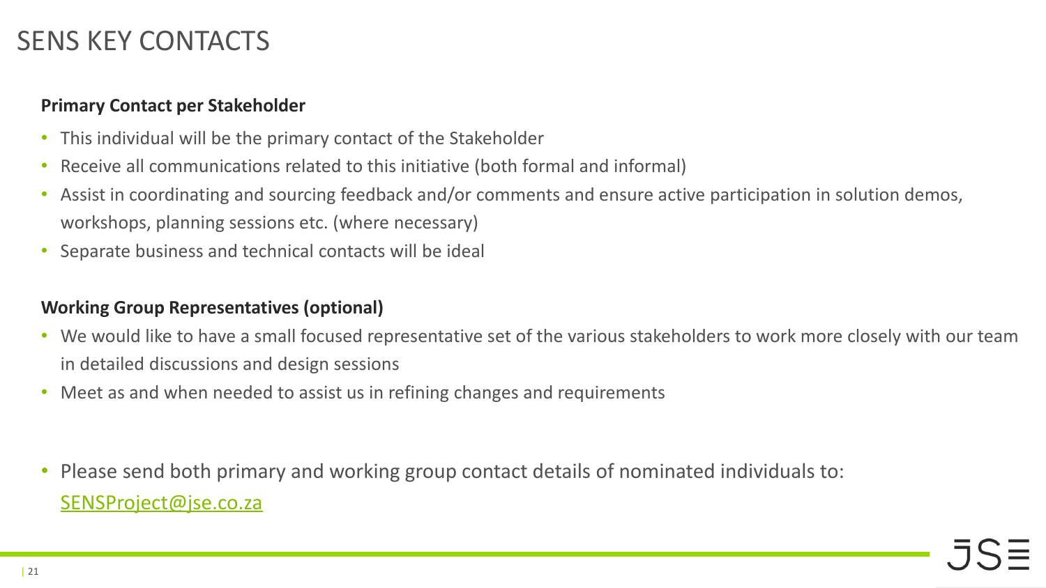# SENS KEY CONTACTS

**Primary Contact per Stakeholder**

- This individual will be the primary contact of the Stakeholder
- Receive all communications related to this initiative (both formal and informal)
- Assist in coordinating and sourcing feedback and/or comments and ensure active participation in solution demos, workshops, planning sessions etc. (where necessary)
- Separate business and technical contacts will be ideal

**Working Group Representatives (optional)**

- We would like to have a small focused representative set of the various stakeholders to work more closely with our team in detailed discussions and design sessions
- Meet as and when needed to assist us in refining changes and requirements

- Please send both primary and working group contact details of nominated individuals to: SENSProject@jse.co.za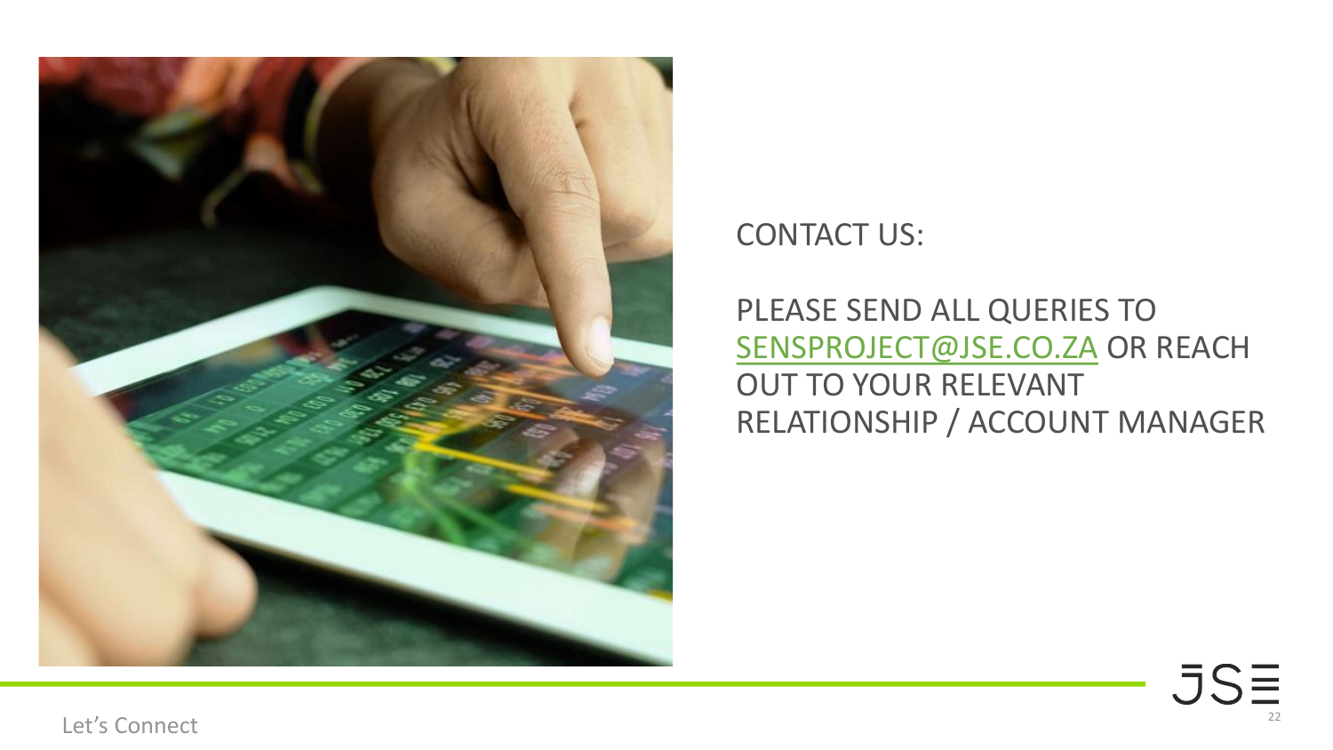CONTACT US:

PLEASE SEND ALL QUERIES TO SENSPROJECT@JSE.CO.ZA OR REACH OUT TO YOUR RELEVANT RELATIONSHIP / ACCOUNT MANAGER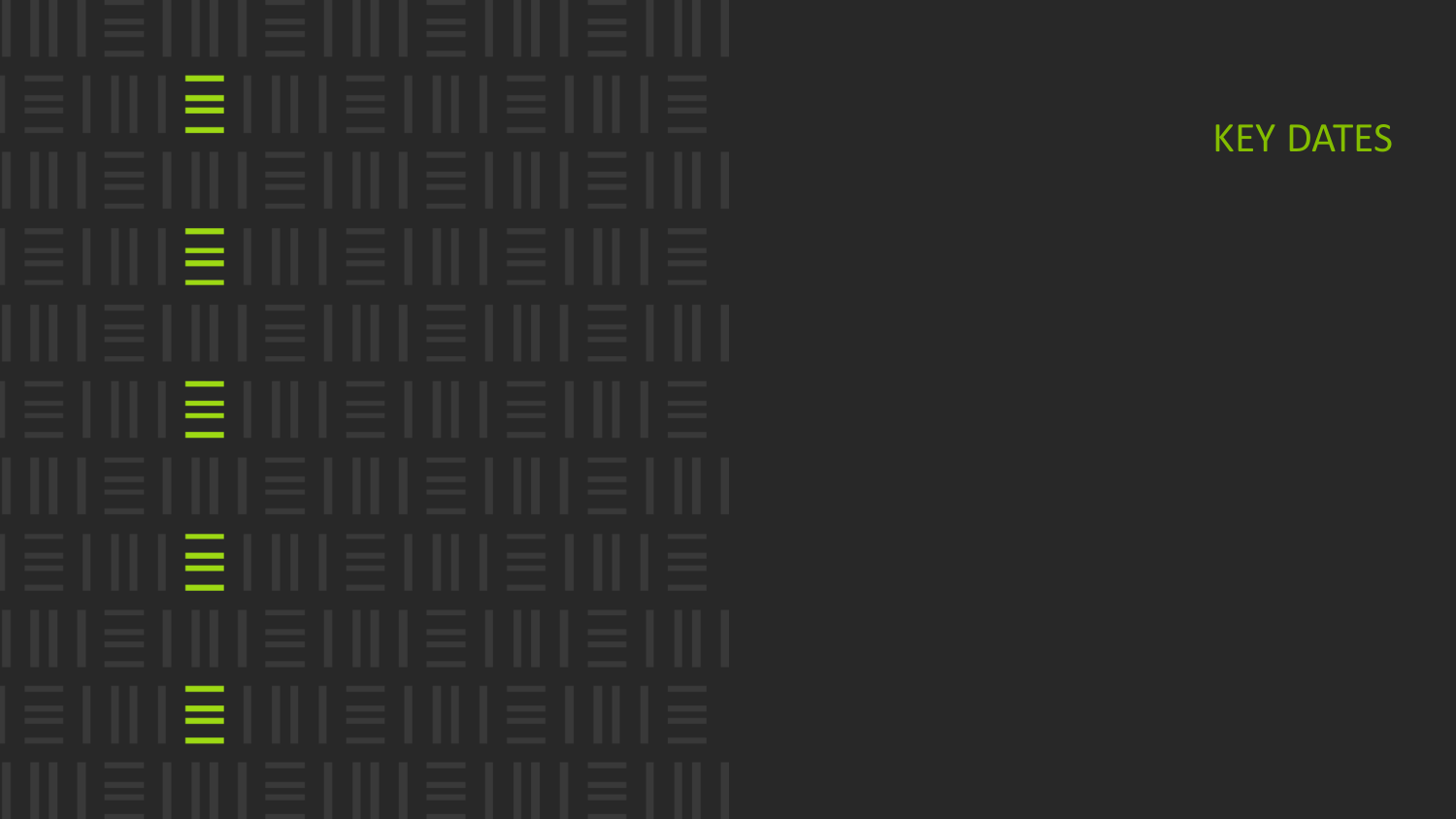# KEY DATES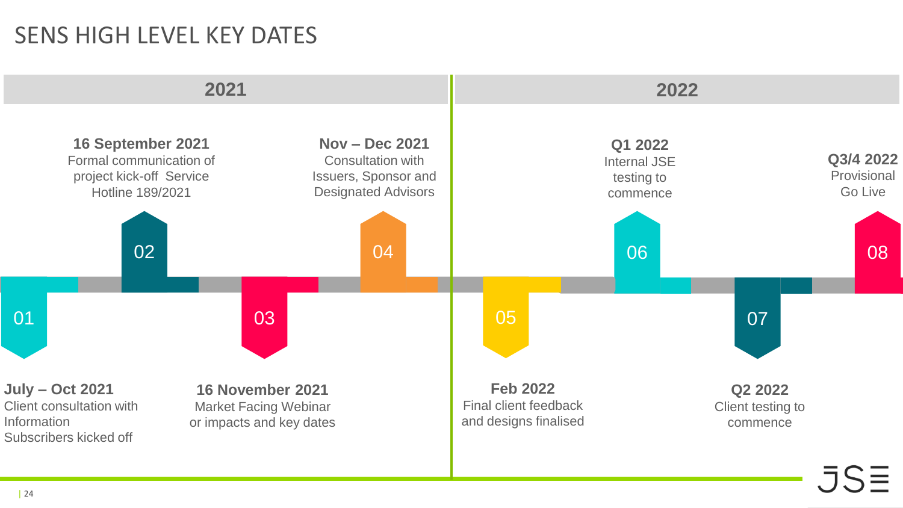# SENS HIGH LEVEL KEY DATES

## 2021

**01 — July – Oct 2021**
Client consultation with Information Subscribers kicked off

**02 — 16 September 2021**
Formal communication of project kick-off Service Hotline 189/2021

**03 — 16 November 2021**
Market Facing Webinar or impacts and key dates

**04 — Nov – Dec 2021**
Consultation with Issuers, Sponsor and Designated Advisors

## 2022

**05 — Feb 2022**
Final client feedback and designs finalised

**06 — Q1 2022**
Internal JSE testing to commence

**07 — Q2 2022**
Client testing to commence

**08 — Q3/4 2022**
Provisional Go Live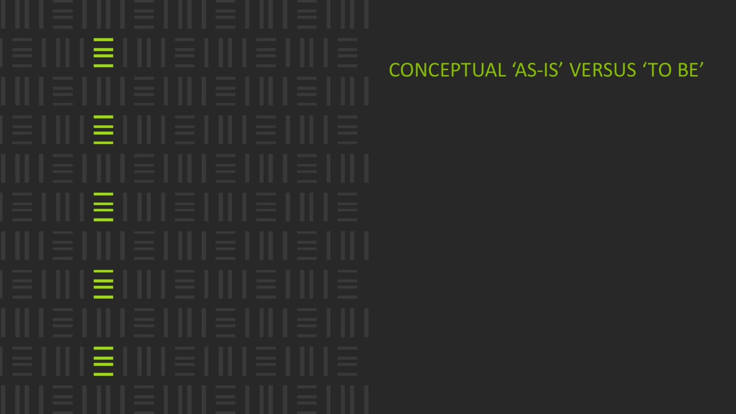# CONCEPTUAL ‘AS-IS’ VERSUS ‘TO BE’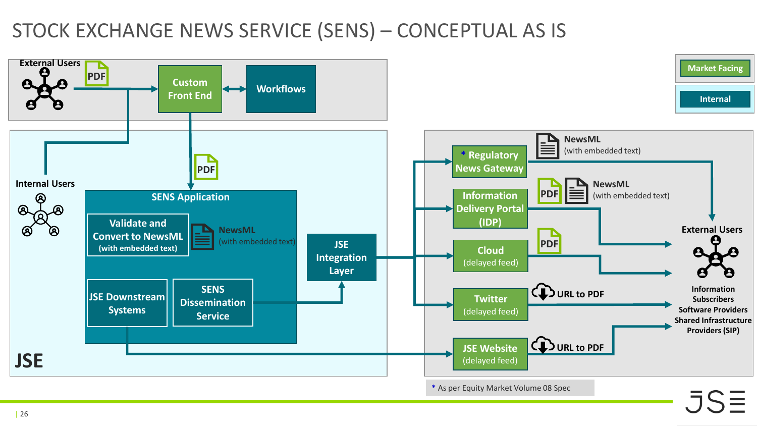# STOCK EXCHANGE NEWS SERVICE (SENS) – CONCEPTUAL AS IS

Market Facing

Internal

External Users

PDF

Custom Front End

Workflows

Internal Users

PDF

SENS Application

Validate and Convert to NewsML (with embedded text)

NewsML (with embedded text)

JSE Downstream Systems

SENS Dissemination Service

JSE Integration Layer

JSE

* Regulatory News Gateway

NewsML (with embedded text)

Information Delivery Portal (IDP)

PDF

NewsML (with embedded text)

Cloud (delayed feed)

PDF

Twitter (delayed feed)

URL to PDF

JSE Website (delayed feed)

URL to PDF

External Users

Information Subscribers
Software Providers
Shared Infrastructure Providers (SIP)

* As per Equity Market Volume 08 Spec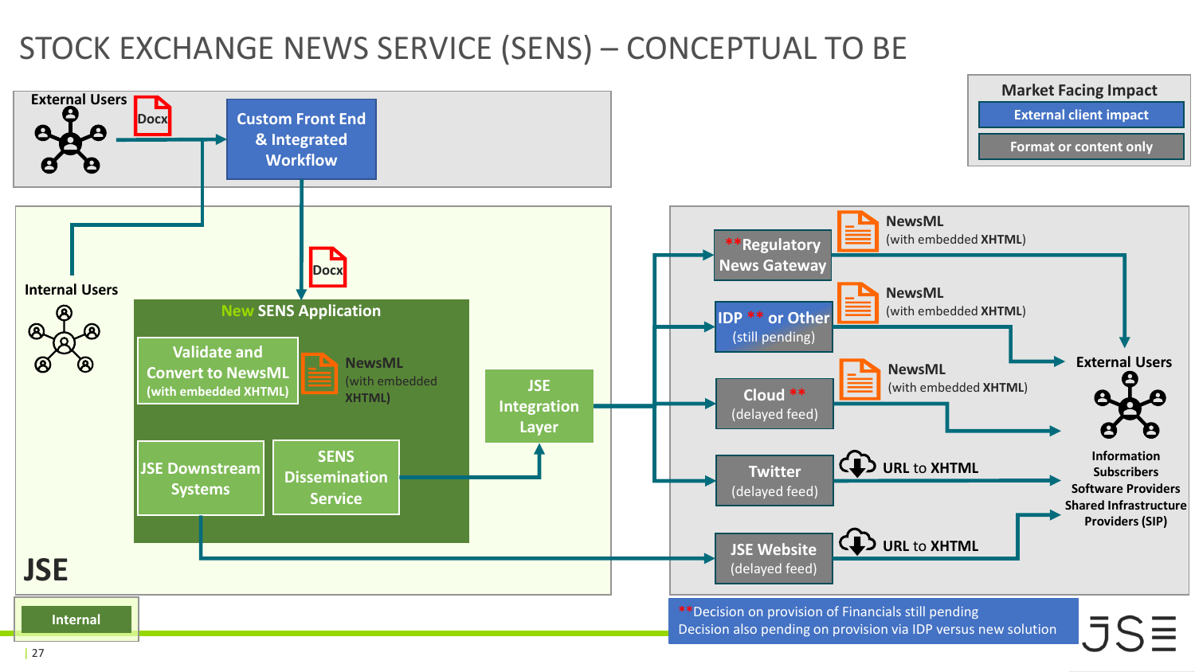# STOCK EXCHANGE NEWS SERVICE (SENS) – CONCEPTUAL TO BE

**Market Facing Impact**

- External client impact
- Format or content only

External Users

Docx

Custom Front End & Integrated Workflow

Docx

Internal Users

**New SENS Application**

- Validate and Convert to NewsML (with embedded XHTML)
- NewsML (with embedded XHTML)
- JSE Downstream Systems
- SENS Dissemination Service

JSE Integration Layer

JSE

**Regulatory News Gateway — NewsML (with embedded **XHTML**)

IDP ** or Other (still pending) — NewsML (with embedded **XHTML**)

Cloud ** (delayed feed) — NewsML (with embedded **XHTML**)

Twitter (delayed feed) — URL to **XHTML**

JSE Website (delayed feed) — URL to **XHTML**

**External Users**

Information Subscribers
Software Providers
Shared Infrastructure Providers (SIP)

**Decision on provision of Financials still pending
Decision also pending on provision via IDP versus new solution

Internal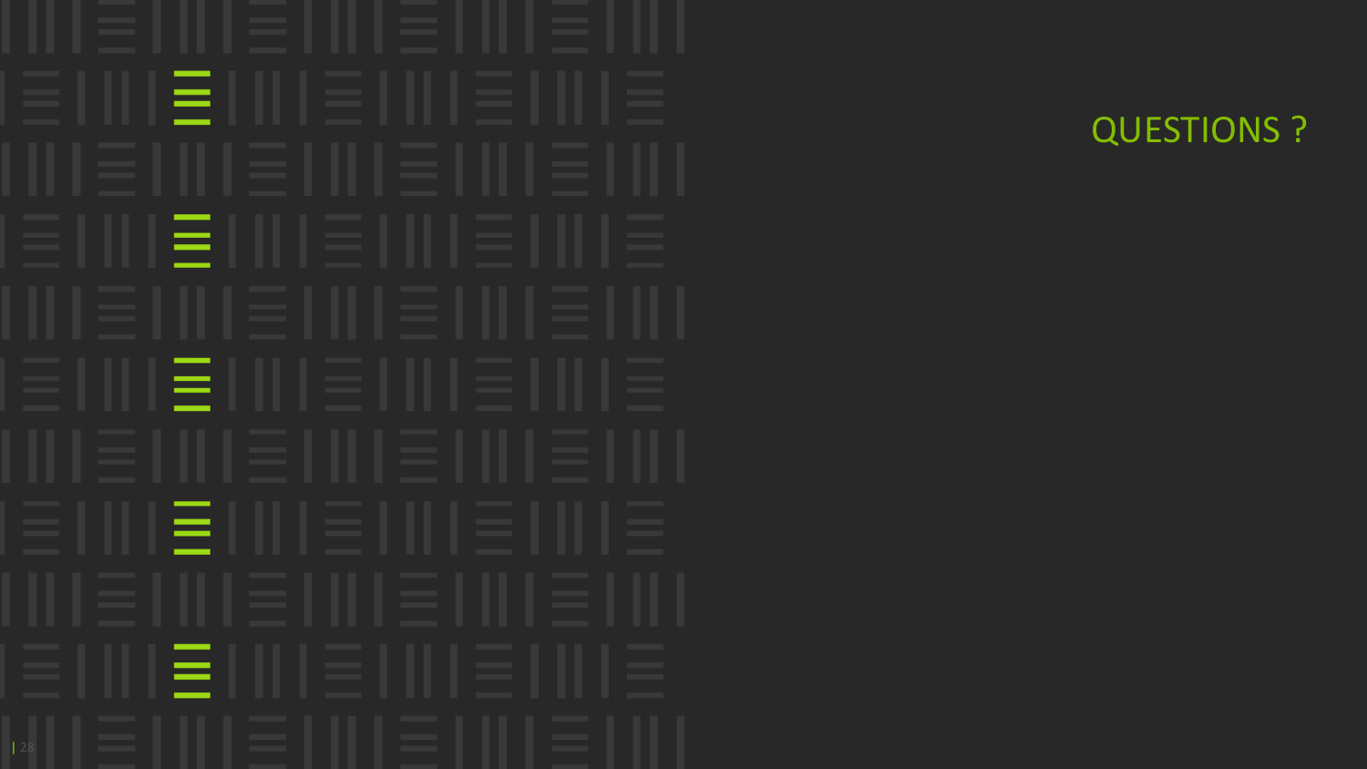# QUESTIONS ?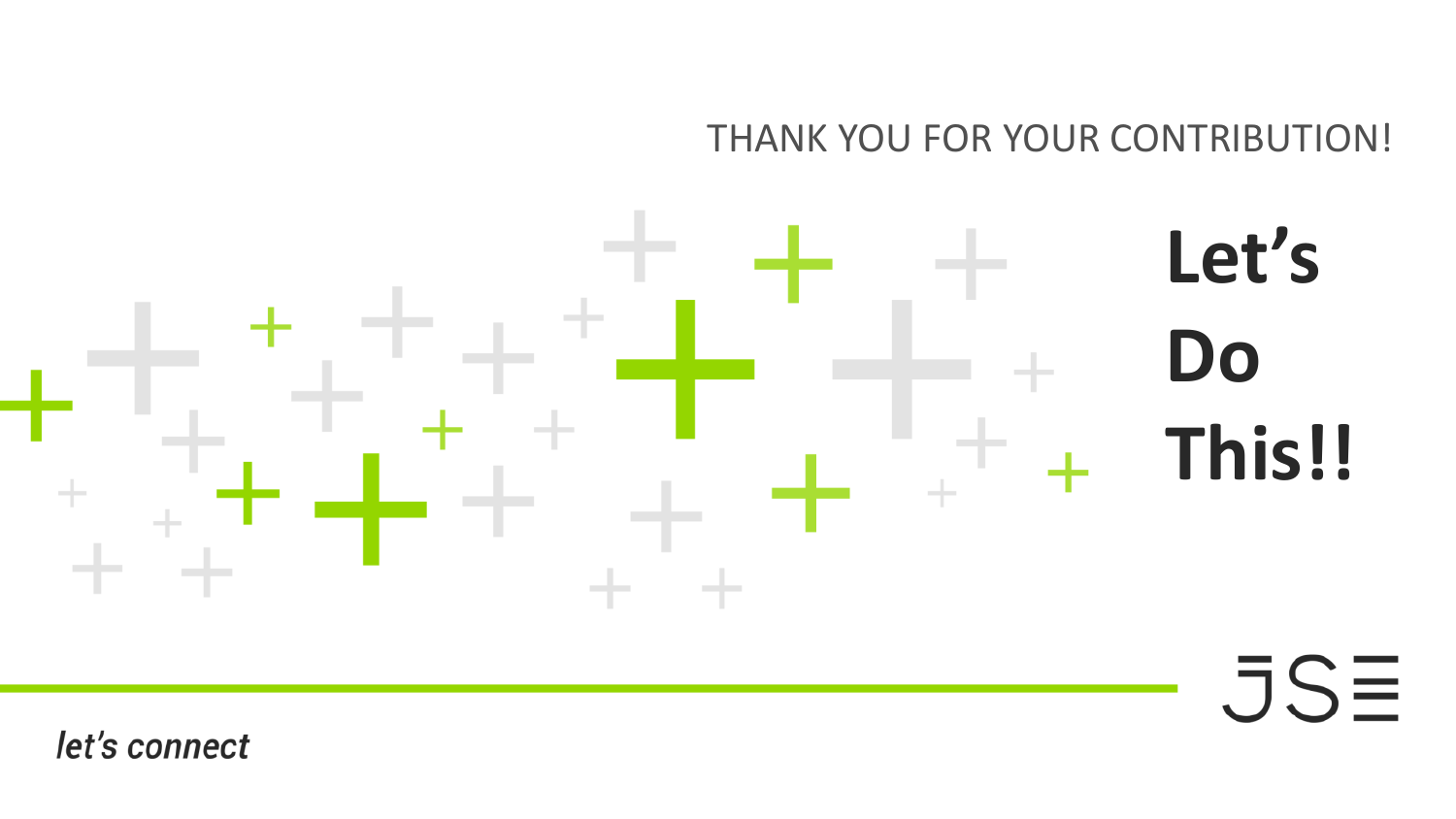THANK YOU FOR YOUR CONTRIBUTION!

# Let's Do This!!

JSE

*let's connect*